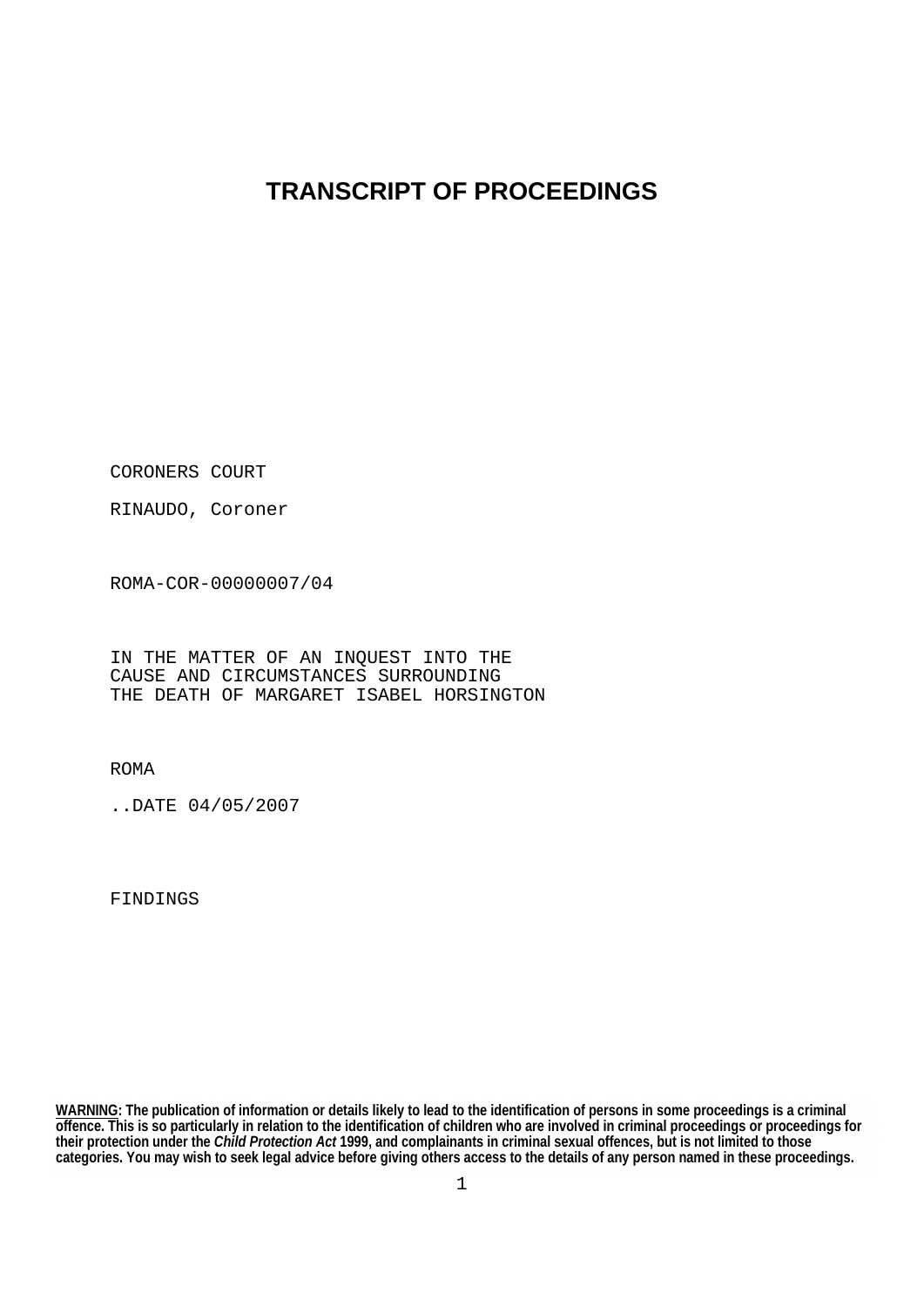# TRANSCRIPT OF PROCEEDINGS

CORONERS COURT

RINAUDO, Coroner

ROMA-COR-00000007/04

IN THE MATTER OF AN INQUEST INTO THE
CAUSE AND CIRCUMSTANCES SURROUNDING
THE DEATH OF MARGARET ISABEL HORSINGTON

ROMA

..DATE 04/05/2007

FINDINGS

**<u>WARNING</u>: The publication of information or details likely to lead to the identification of persons in some proceedings is a criminal offence. This is so particularly in relation to the identification of children who are involved in criminal proceedings or proceedings for their protection under the *Child Protection Act* 1999, and complainants in criminal sexual offences, but is not limited to those categories. You may wish to seek legal advice before giving others access to the details of any person named in these proceedings.**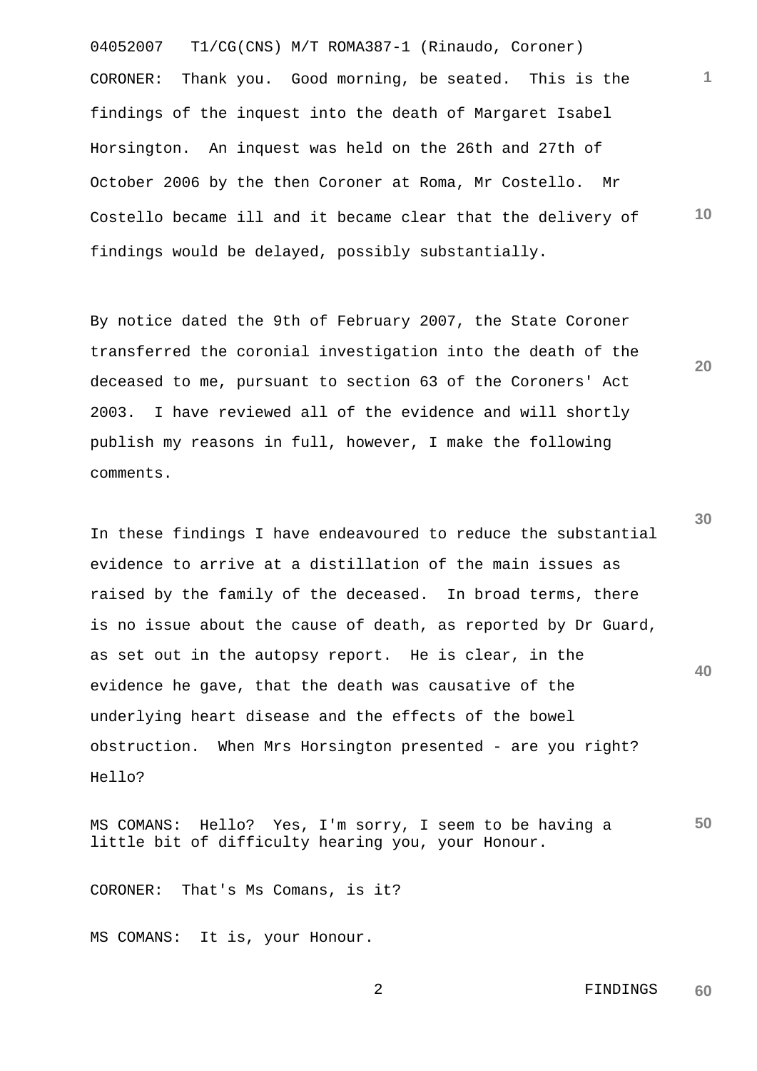CORONER: Thank you. Good morning, be seated. This is the findings of the inquest into the death of Margaret Isabel Horsington. An inquest was held on the 26th and 27th of October 2006 by the then Coroner at Roma, Mr Costello. Mr Costello became ill and it became clear that the delivery of findings would be delayed, possibly substantially.

By notice dated the 9th of February 2007, the State Coroner transferred the coronial investigation into the death of the deceased to me, pursuant to section 63 of the Coroners' Act 2003. I have reviewed all of the evidence and will shortly publish my reasons in full, however, I make the following comments.

In these findings I have endeavoured to reduce the substantial evidence to arrive at a distillation of the main issues as raised by the family of the deceased. In broad terms, there is no issue about the cause of death, as reported by Dr Guard, as set out in the autopsy report. He is clear, in the evidence he gave, that the death was causative of the underlying heart disease and the effects of the bowel obstruction. When Mrs Horsington presented - are you right? Hello?

MS COMANS: Hello? Yes, I'm sorry, I seem to be having a little bit of difficulty hearing you, your Honour.

CORONER: That's Ms Comans, is it?

MS COMANS: It is, your Honour.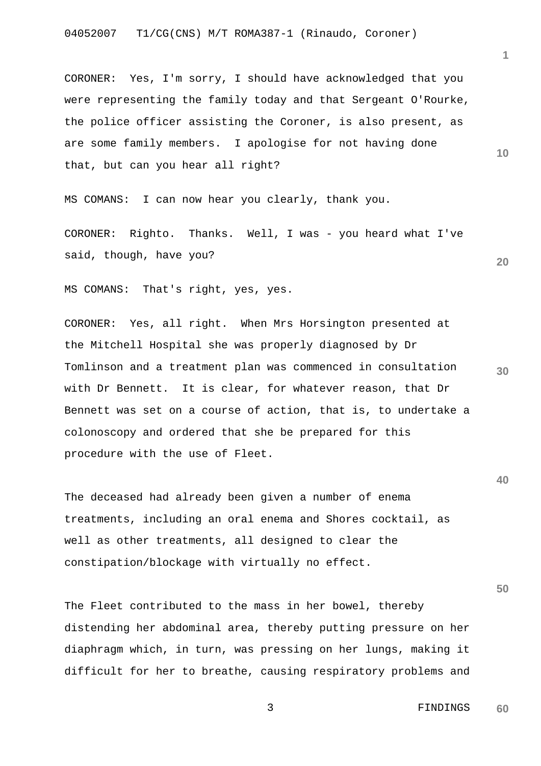CORONER: Yes, I'm sorry, I should have acknowledged that you were representing the family today and that Sergeant O'Rourke, the police officer assisting the Coroner, is also present, as are some family members. I apologise for not having done that, but can you hear all right?

MS COMANS: I can now hear you clearly, thank you.

CORONER: Righto. Thanks. Well, I was - you heard what I've said, though, have you?

MS COMANS: That's right, yes, yes.

CORONER: Yes, all right. When Mrs Horsington presented at the Mitchell Hospital she was properly diagnosed by Dr Tomlinson and a treatment plan was commenced in consultation with Dr Bennett. It is clear, for whatever reason, that Dr Bennett was set on a course of action, that is, to undertake a colonoscopy and ordered that she be prepared for this procedure with the use of Fleet.

The deceased had already been given a number of enema treatments, including an oral enema and Shores cocktail, as well as other treatments, all designed to clear the constipation/blockage with virtually no effect.

The Fleet contributed to the mass in her bowel, thereby distending her abdominal area, thereby putting pressure on her diaphragm which, in turn, was pressing on her lungs, making it difficult for her to breathe, causing respiratory problems and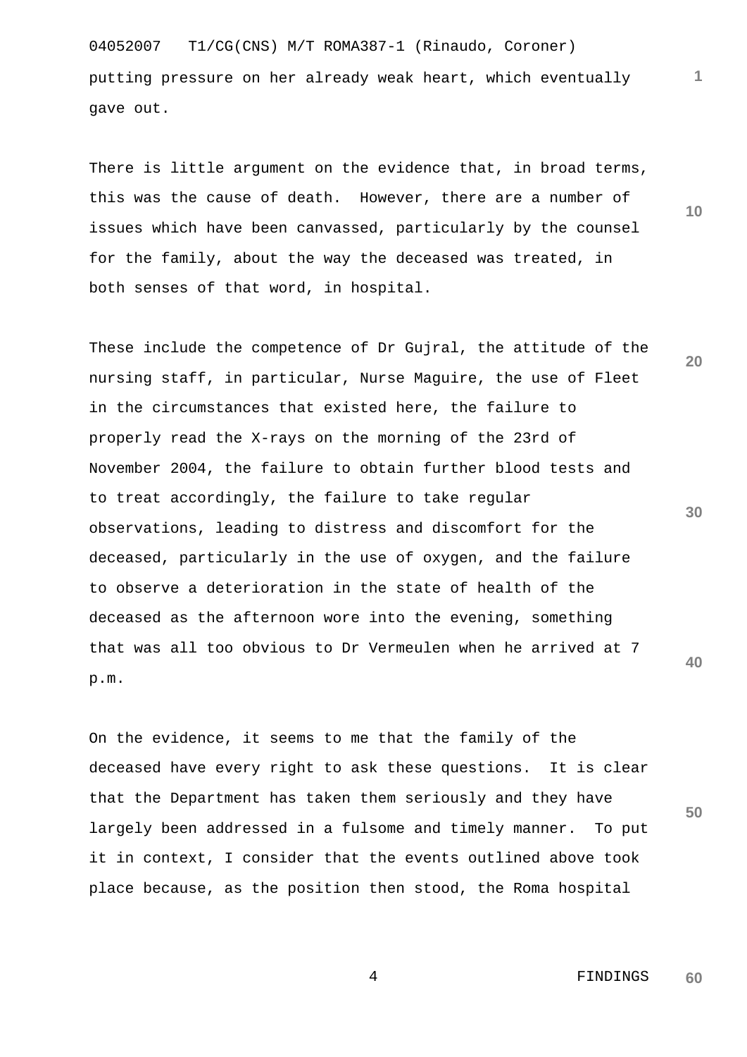putting pressure on her already weak heart, which eventually gave out.

There is little argument on the evidence that, in broad terms, this was the cause of death. However, there are a number of issues which have been canvassed, particularly by the counsel for the family, about the way the deceased was treated, in both senses of that word, in hospital.

These include the competence of Dr Gujral, the attitude of the nursing staff, in particular, Nurse Maguire, the use of Fleet in the circumstances that existed here, the failure to properly read the X-rays on the morning of the 23rd of November 2004, the failure to obtain further blood tests and to treat accordingly, the failure to take regular observations, leading to distress and discomfort for the deceased, particularly in the use of oxygen, and the failure to observe a deterioration in the state of health of the deceased as the afternoon wore into the evening, something that was all too obvious to Dr Vermeulen when he arrived at 7 p.m.

On the evidence, it seems to me that the family of the deceased have every right to ask these questions. It is clear that the Department has taken them seriously and they have largely been addressed in a fulsome and timely manner. To put it in context, I consider that the events outlined above took place because, as the position then stood, the Roma hospital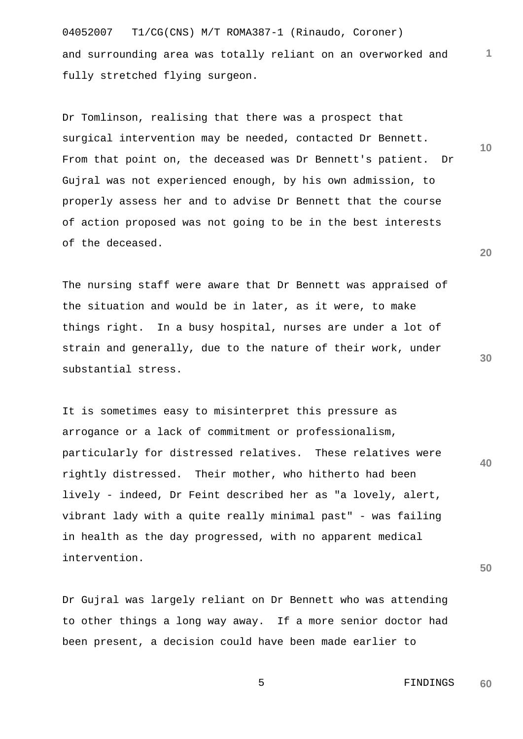and surrounding area was totally reliant on an overworked and fully stretched flying surgeon.

Dr Tomlinson, realising that there was a prospect that surgical intervention may be needed, contacted Dr Bennett. From that point on, the deceased was Dr Bennett's patient. Dr Gujral was not experienced enough, by his own admission, to properly assess her and to advise Dr Bennett that the course of action proposed was not going to be in the best interests of the deceased.

The nursing staff were aware that Dr Bennett was appraised of the situation and would be in later, as it were, to make things right. In a busy hospital, nurses are under a lot of strain and generally, due to the nature of their work, under substantial stress.

It is sometimes easy to misinterpret this pressure as arrogance or a lack of commitment or professionalism, particularly for distressed relatives. These relatives were rightly distressed. Their mother, who hitherto had been lively - indeed, Dr Feint described her as "a lovely, alert, vibrant lady with a quite really minimal past" - was failing in health as the day progressed, with no apparent medical intervention.

Dr Gujral was largely reliant on Dr Bennett who was attending to other things a long way away. If a more senior doctor had been present, a decision could have been made earlier to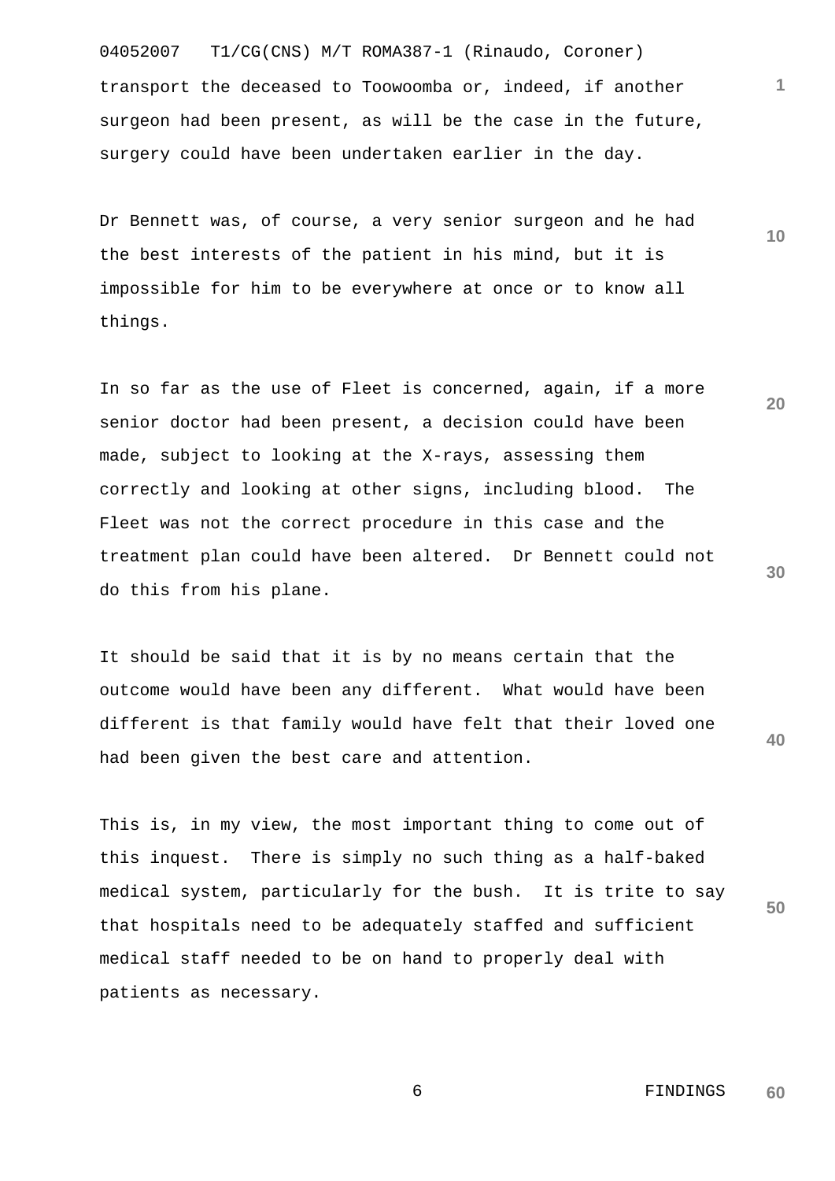transport the deceased to Toowoomba or, indeed, if another surgeon had been present, as will be the case in the future, surgery could have been undertaken earlier in the day.

Dr Bennett was, of course, a very senior surgeon and he had the best interests of the patient in his mind, but it is impossible for him to be everywhere at once or to know all things.

In so far as the use of Fleet is concerned, again, if a more senior doctor had been present, a decision could have been made, subject to looking at the X-rays, assessing them correctly and looking at other signs, including blood. The Fleet was not the correct procedure in this case and the treatment plan could have been altered. Dr Bennett could not do this from his plane.

It should be said that it is by no means certain that the outcome would have been any different. What would have been different is that family would have felt that their loved one had been given the best care and attention.

This is, in my view, the most important thing to come out of this inquest. There is simply no such thing as a half-baked medical system, particularly for the bush. It is trite to say that hospitals need to be adequately staffed and sufficient medical staff needed to be on hand to properly deal with patients as necessary.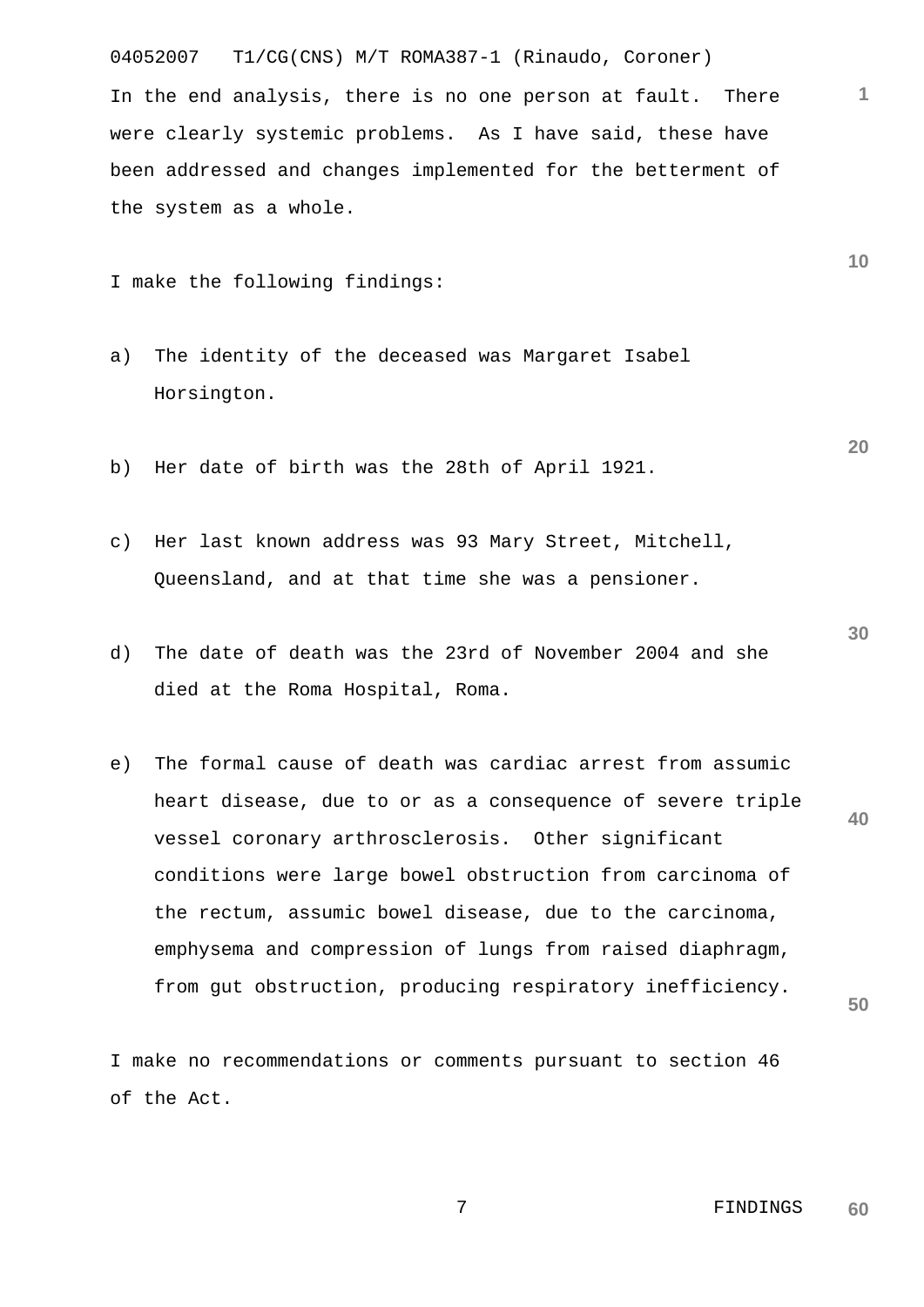In the end analysis, there is no one person at fault. There were clearly systemic problems. As I have said, these have been addressed and changes implemented for the betterment of the system as a whole.

I make the following findings:

a) The identity of the deceased was Margaret Isabel Horsington.

b) Her date of birth was the 28th of April 1921.

c) Her last known address was 93 Mary Street, Mitchell, Queensland, and at that time she was a pensioner.

d) The date of death was the 23rd of November 2004 and she died at the Roma Hospital, Roma.

e) The formal cause of death was cardiac arrest from assumic heart disease, due to or as a consequence of severe triple vessel coronary arthrosclerosis. Other significant conditions were large bowel obstruction from carcinoma of the rectum, assumic bowel disease, due to the carcinoma, emphysema and compression of lungs from raised diaphragm, from gut obstruction, producing respiratory inefficiency.

I make no recommendations or comments pursuant to section 46 of the Act.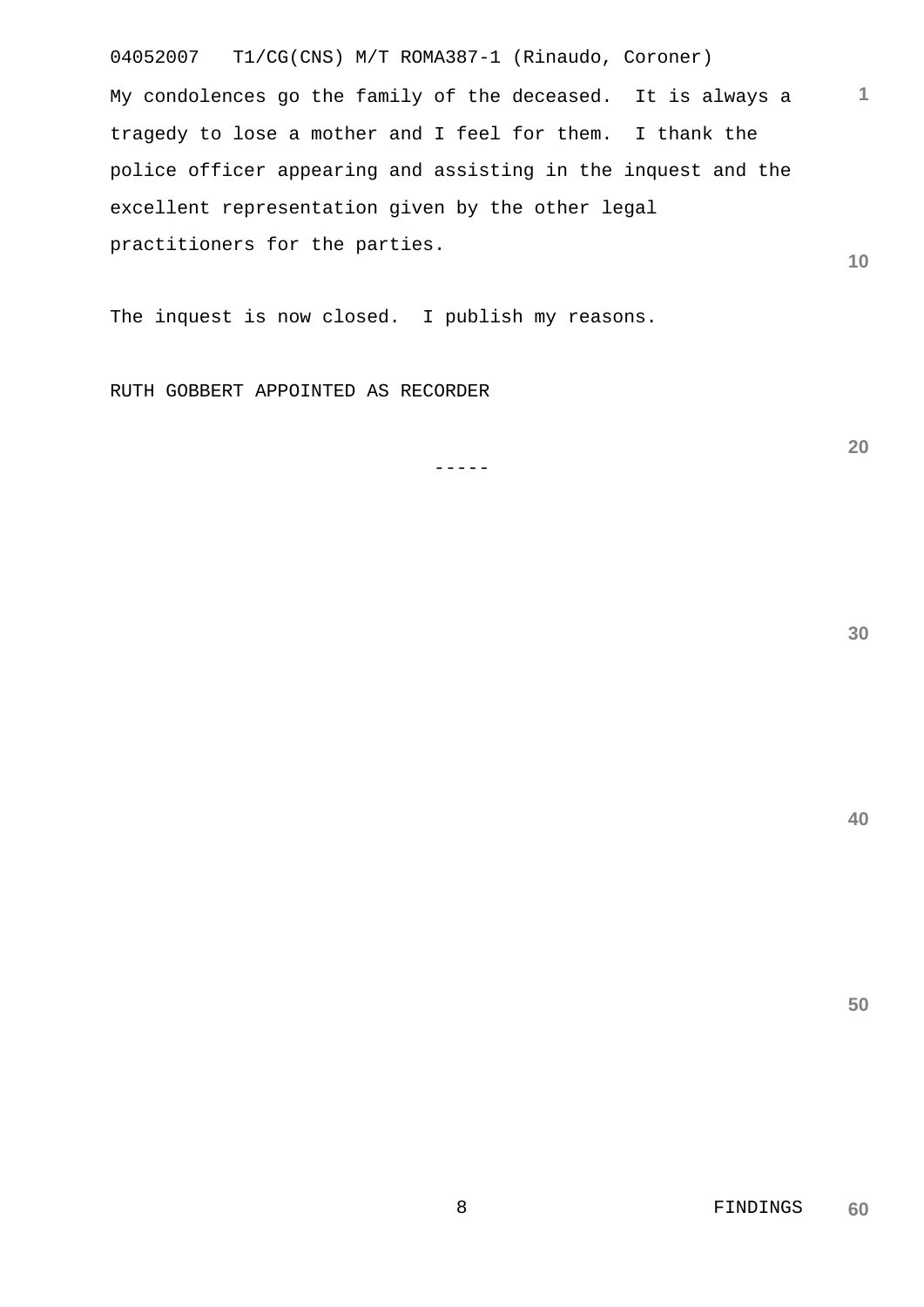My condolences go the family of the deceased. It is always a tragedy to lose a mother and I feel for them. I thank the police officer appearing and assisting in the inquest and the excellent representation given by the other legal practitioners for the parties.

The inquest is now closed. I publish my reasons.

RUTH GOBBERT APPOINTED AS RECORDER

-----